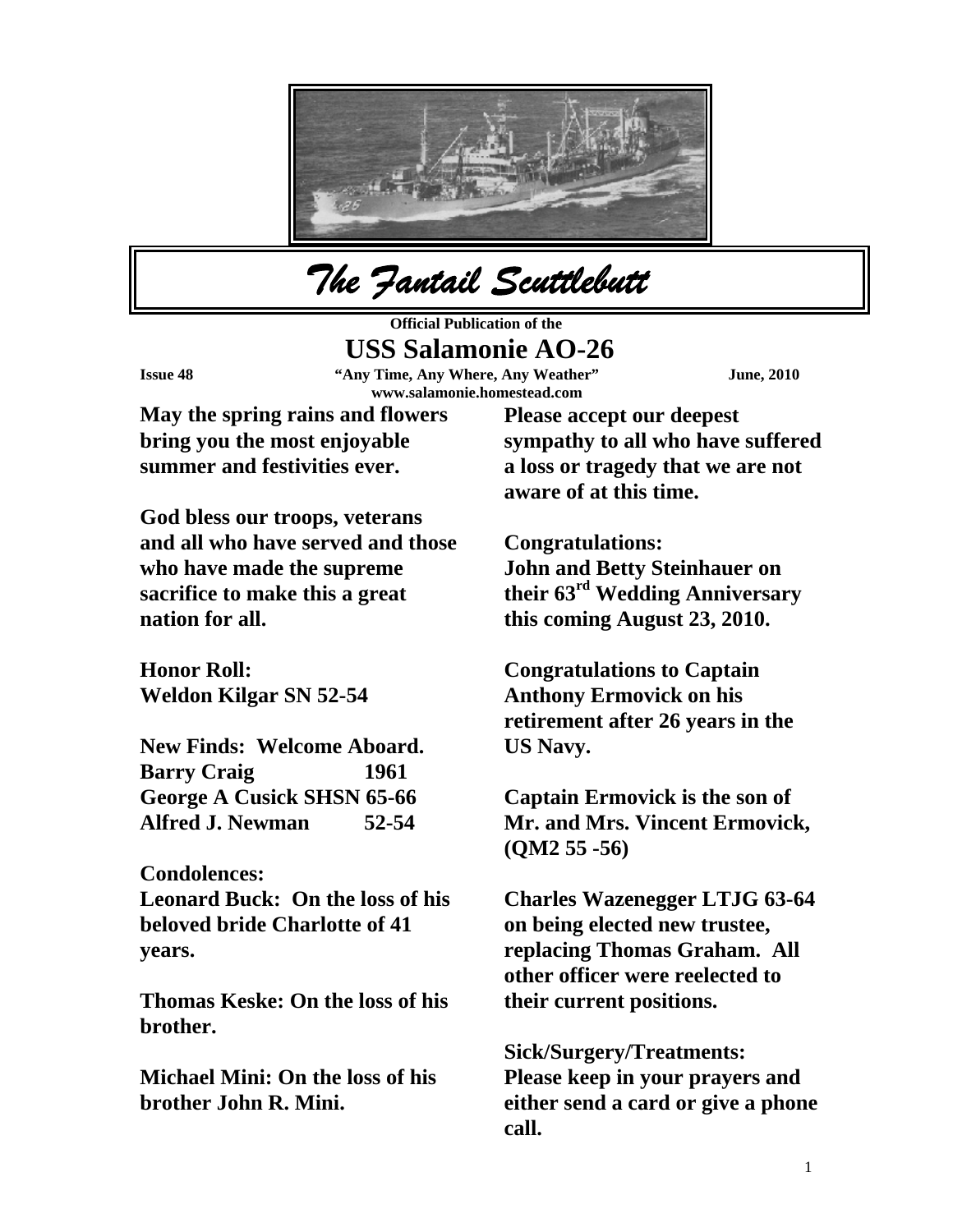# *The Fantail Scuttlebutt*

**Official Publication of the**

## USS Salamonie AO-26

**Issue 48** **"Any Time, Any Where, Any Weather"** **June, 2010**

**www.salamonie.homestead.com**

**May the spring rains and flowers bring you the most enjoyable summer and festivities ever.**

**God bless our troops, veterans and all who have served and those who have made the supreme sacrifice to make this a great nation for all.**

**Honor Roll:**
**Weldon Kilgar SN 52-54**

**New Finds: Welcome Aboard.**
**Barry Craig 1961**
**George A Cusick SHSN 65-66**
**Alfred J. Newman 52-54**

**Condolences:**
**Leonard Buck: On the loss of his beloved bride Charlotte of 41 years.**

**Thomas Keske: On the loss of his brother.**

**Michael Mini: On the loss of his brother John R. Mini.**

**Please accept our deepest sympathy to all who have suffered a loss or tragedy that we are not aware of at this time.**

**Congratulations:**
**John and Betty Steinhauer on their 63rd Wedding Anniversary this coming August 23, 2010.**

**Congratulations to Captain Anthony Ermovick on his retirement after 26 years in the US Navy.**

**Captain Ermovick is the son of Mr. and Mrs. Vincent Ermovick, (QM2 55 -56)**

**Charles Wazenegger LTJG 63-64 on being elected new trustee, replacing Thomas Graham. All other officer were reelected to their current positions.**

**Sick/Surgery/Treatments:**
**Please keep in your prayers and either send a card or give a phone call.**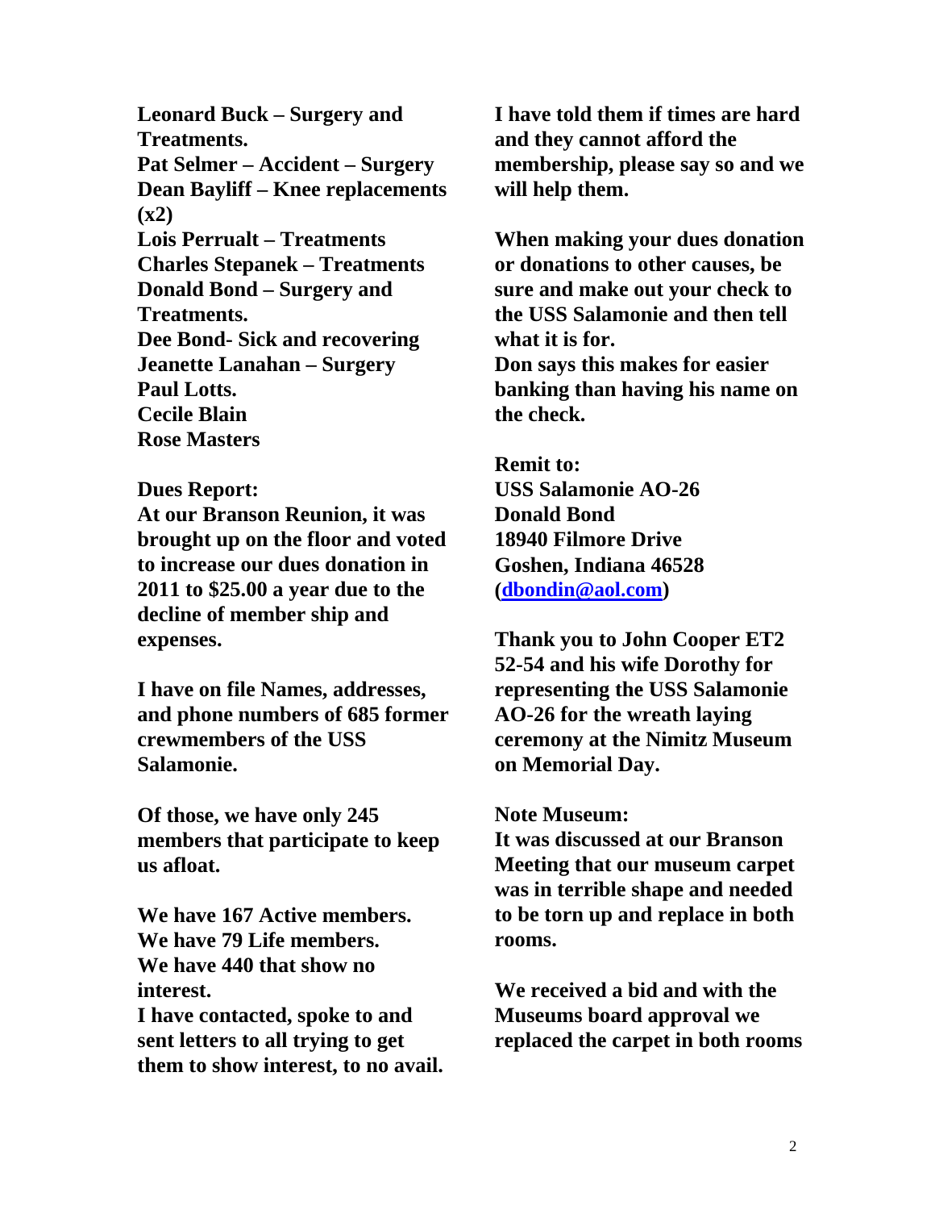**Leonard Buck – Surgery and Treatments.**
**Pat Selmer – Accident – Surgery**
**Dean Bayliff – Knee replacements (x2)**
**Lois Perrualt – Treatments**
**Charles Stepanek – Treatments**
**Donald Bond – Surgery and Treatments.**
**Dee Bond- Sick and recovering**
**Jeanette Lanahan – Surgery**
**Paul Lotts.**
**Cecile Blain**
**Rose Masters**

**Dues Report:**
**At our Branson Reunion, it was brought up on the floor and voted to increase our dues donation in 2011 to $25.00 a year due to the decline of member ship and expenses.**

**I have on file Names, addresses, and phone numbers of 685 former crewmembers of the USS Salamonie.**

**Of those, we have only 245 members that participate to keep us afloat.**

**We have 167 Active members.**
**We have 79 Life members.**
**We have 440 that show no interest.**
**I have contacted, spoke to and sent letters to all trying to get them to show interest, to no avail.**

**I have told them if times are hard and they cannot afford the membership, please say so and we will help them.**

**When making your dues donation or donations to other causes, be sure and make out your check to the USS Salamonie and then tell what it is for.**
**Don says this makes for easier banking than having his name on the check.**

**Remit to:**
**USS Salamonie AO-26**
**Donald Bond**
**18940 Filmore Drive**
**Goshen, Indiana 46528**
**(dbondin@aol.com)**

**Thank you to John Cooper ET2 52-54 and his wife Dorothy for representing the USS Salamonie AO-26 for the wreath laying ceremony at the Nimitz Museum on Memorial Day.**

**Note Museum:**
**It was discussed at our Branson Meeting that our museum carpet was in terrible shape and needed to be torn up and replace in both rooms.**

**We received a bid and with the Museums board approval we replaced the carpet in both rooms**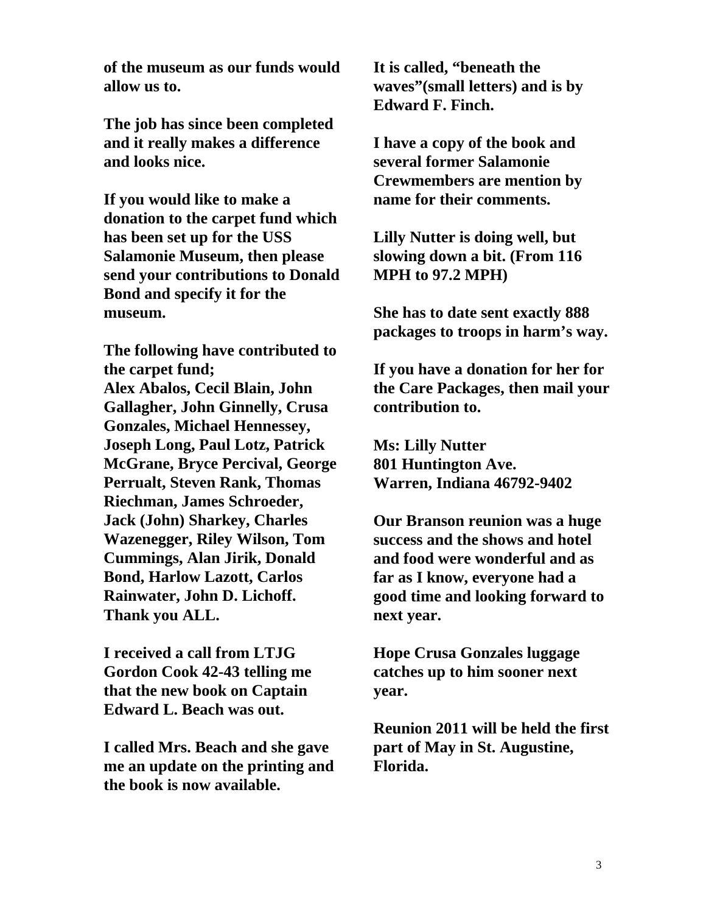**of the museum as our funds would allow us to.**

**The job has since been completed and it really makes a difference and looks nice.**

**If you would like to make a donation to the carpet fund which has been set up for the USS Salamonie Museum, then please send your contributions to Donald Bond and specify it for the museum.**

**The following have contributed to the carpet fund;**
**Alex Abalos, Cecil Blain, John Gallagher, John Ginnelly, Crusa Gonzales, Michael Hennessey, Joseph Long, Paul Lotz, Patrick McGrane, Bryce Percival, George Perrualt, Steven Rank, Thomas Riechman, James Schroeder, Jack (John) Sharkey, Charles Wazenegger, Riley Wilson, Tom Cummings, Alan Jirik, Donald Bond, Harlow Lazott, Carlos Rainwater, John D. Lichoff. Thank you ALL.**

**I received a call from LTJG Gordon Cook 42-43 telling me that the new book on Captain Edward L. Beach was out.**

**I called Mrs. Beach and she gave me an update on the printing and the book is now available.**

**It is called, "beneath the waves"(small letters) and is by Edward F. Finch.**

**I have a copy of the book and several former Salamonie Crewmembers are mention by name for their comments.**

**Lilly Nutter is doing well, but slowing down a bit. (From 116 MPH to 97.2 MPH)**

**She has to date sent exactly 888 packages to troops in harm's way.**

**If you have a donation for her for the Care Packages, then mail your contribution to.**

**Ms: Lilly Nutter**
**801 Huntington Ave.**
**Warren, Indiana 46792-9402**

**Our Branson reunion was a huge success and the shows and hotel and food were wonderful and as far as I know, everyone had a good time and looking forward to next year.**

**Hope Crusa Gonzales luggage catches up to him sooner next year.**

**Reunion 2011 will be held the first part of May in St. Augustine, Florida.**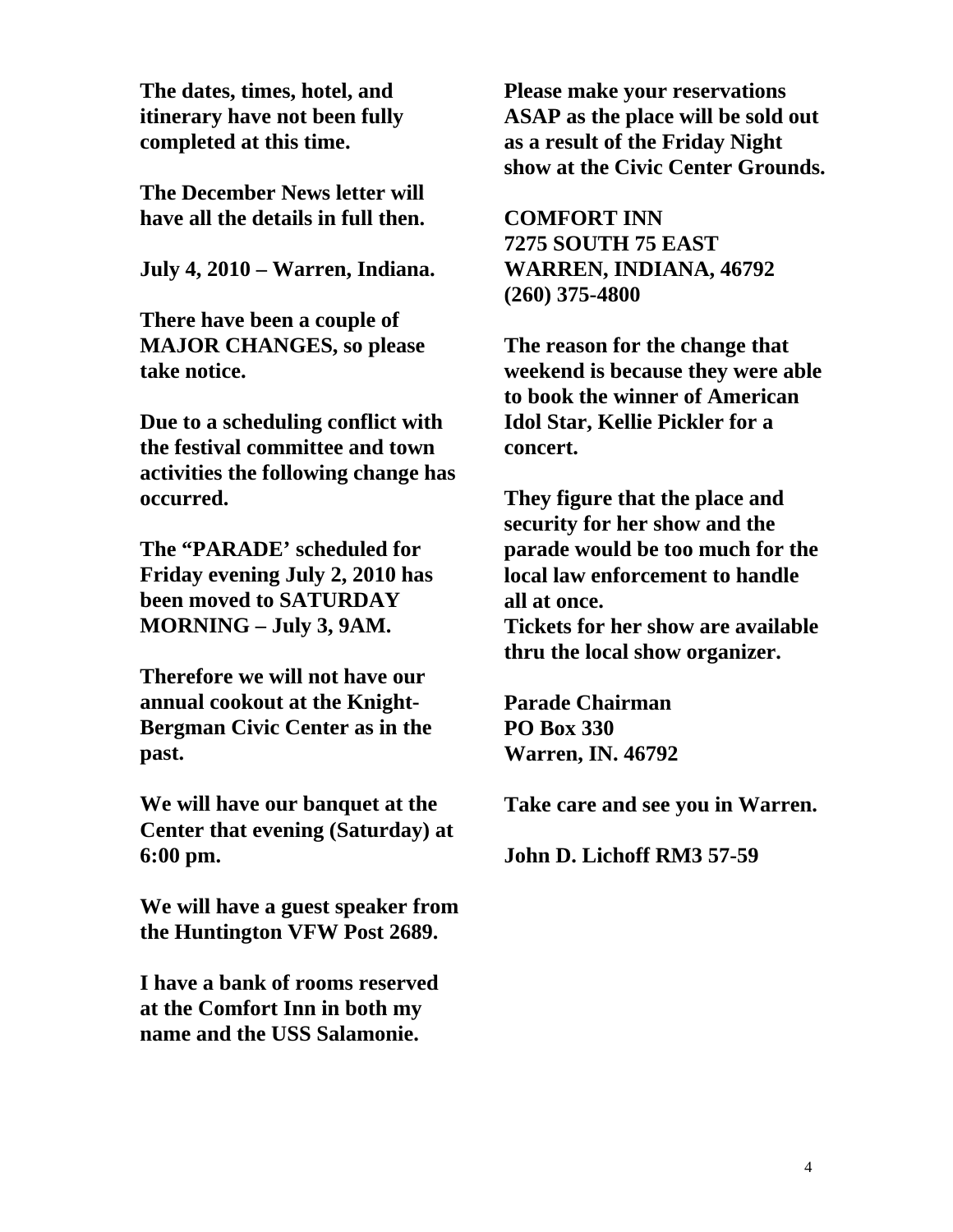**The dates, times, hotel, and itinerary have not been fully completed at this time.**

**The December News letter will have all the details in full then.**

**July 4, 2010 – Warren, Indiana.**

**There have been a couple of MAJOR CHANGES, so please take notice.**

**Due to a scheduling conflict with the festival committee and town activities the following change has occurred.**

**The "PARADE' scheduled for Friday evening July 2, 2010 has been moved to SATURDAY MORNING – July 3, 9AM.**

**Therefore we will not have our annual cookout at the Knight-Bergman Civic Center as in the past.**

**We will have our banquet at the Center that evening (Saturday) at 6:00 pm.**

**We will have a guest speaker from the Huntington VFW Post 2689.**

**I have a bank of rooms reserved at the Comfort Inn in both my name and the USS Salamonie.**

**Please make your reservations ASAP as the place will be sold out as a result of the Friday Night show at the Civic Center Grounds.**

**COMFORT INN**
**7275 SOUTH 75 EAST**
**WARREN, INDIANA, 46792**
**(260) 375-4800**

**The reason for the change that weekend is because they were able to book the winner of American Idol Star, Kellie Pickler for a concert.**

**They figure that the place and security for her show and the parade would be too much for the local law enforcement to handle all at once.**
**Tickets for her show are available thru the local show organizer.**

**Parade Chairman**
**PO Box 330**
**Warren, IN. 46792**

**Take care and see you in Warren.**

**John D. Lichoff RM3 57-59**